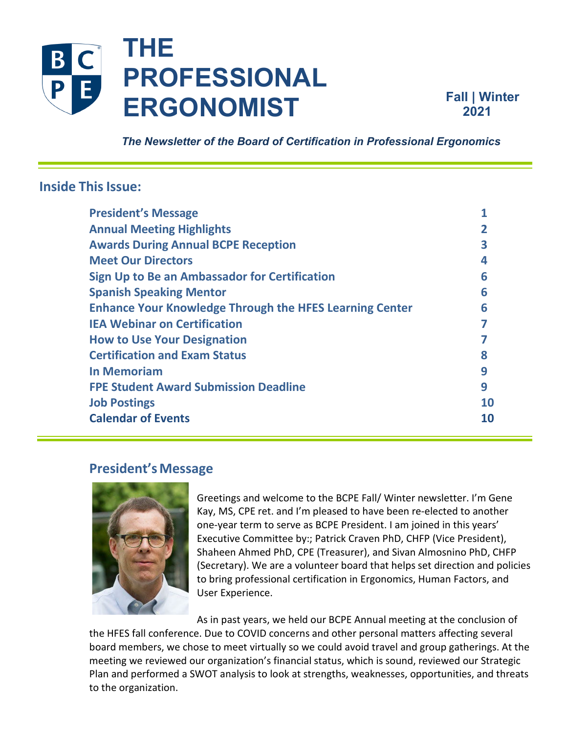# THE PROFESSIONAL ERGONOMIST

**Fall | Winter 2021**

*The Newsletter of the Board of Certification in Professional Ergonomics*

## Inside This Issue:

| | |
|---|---|
| President's Message | 1 |
| Annual Meeting Highlights | 2 |
| Awards During Annual BCPE Reception | 3 |
| Meet Our Directors | 4 |
| Sign Up to Be an Ambassador for Certification | 6 |
| Spanish Speaking Mentor | 6 |
| Enhance Your Knowledge Through the HFES Learning Center | 6 |
| IEA Webinar on Certification | 7 |
| How to Use Your Designation | 7 |
| Certification and Exam Status | 8 |
| In Memoriam | 9 |
| FPE Student Award Submission Deadline | 9 |
| Job Postings | 10 |
| Calendar of Events | 10 |

## President's Message

Greetings and welcome to the BCPE Fall/ Winter newsletter. I'm Gene Kay, MS, CPE ret. and I'm pleased to have been re-elected to another one-year term to serve as BCPE President. I am joined in this years' Executive Committee by:; Patrick Craven PhD, CHFP (Vice President), Shaheen Ahmed PhD, CPE (Treasurer), and Sivan Almosnino PhD, CHFP (Secretary). We are a volunteer board that helps set direction and policies to bring professional certification in Ergonomics, Human Factors, and User Experience.

As in past years, we held our BCPE Annual meeting at the conclusion of the HFES fall conference. Due to COVID concerns and other personal matters affecting several board members, we chose to meet virtually so we could avoid travel and group gatherings. At the meeting we reviewed our organization's financial status, which is sound, reviewed our Strategic Plan and performed a SWOT analysis to look at strengths, weaknesses, opportunities, and threats to the organization.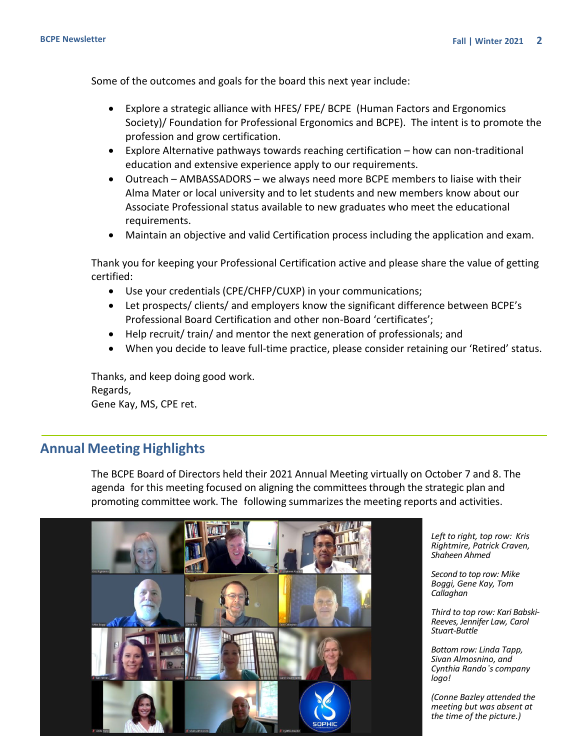Some of the outcomes and goals for the board this next year include:

- Explore a strategic alliance with HFES/ FPE/ BCPE (Human Factors and Ergonomics Society)/ Foundation for Professional Ergonomics and BCPE). The intent is to promote the profession and grow certification.
- Explore Alternative pathways towards reaching certification – how can non-traditional education and extensive experience apply to our requirements.
- Outreach – AMBASSADORS – we always need more BCPE members to liaise with their Alma Mater or local university and to let students and new members know about our Associate Professional status available to new graduates who meet the educational requirements.
- Maintain an objective and valid Certification process including the application and exam.

Thank you for keeping your Professional Certification active and please share the value of getting certified:

- Use your credentials (CPE/CHFP/CUXP) in your communications;
- Let prospects/ clients/ and employers know the significant difference between BCPE's Professional Board Certification and other non-Board 'certificates';
- Help recruit/ train/ and mentor the next generation of professionals; and
- When you decide to leave full-time practice, please consider retaining our 'Retired' status.

Thanks, and keep doing good work.
Regards,
Gene Kay, MS, CPE ret.

## Annual Meeting Highlights

The BCPE Board of Directors held their 2021 Annual Meeting virtually on October 7 and 8. The agenda for this meeting focused on aligning the committees through the strategic plan and promoting committee work. The following summarizes the meeting reports and activities.

*Left to right, top row: Kris Rightmire, Patrick Craven, Shaheen Ahmed*

*Second to top row: Mike Boggi, Gene Kay, Tom Callaghan*

*Third to top row: Kari Babski-Reeves, Jennifer Law, Carol Stuart-Buttle*

*Bottom row: Linda Tapp, Sivan Almosnino, and Cynthia Rando's company logo!*

*(Conne Bazley attended the meeting but was absent at the time of the picture.)*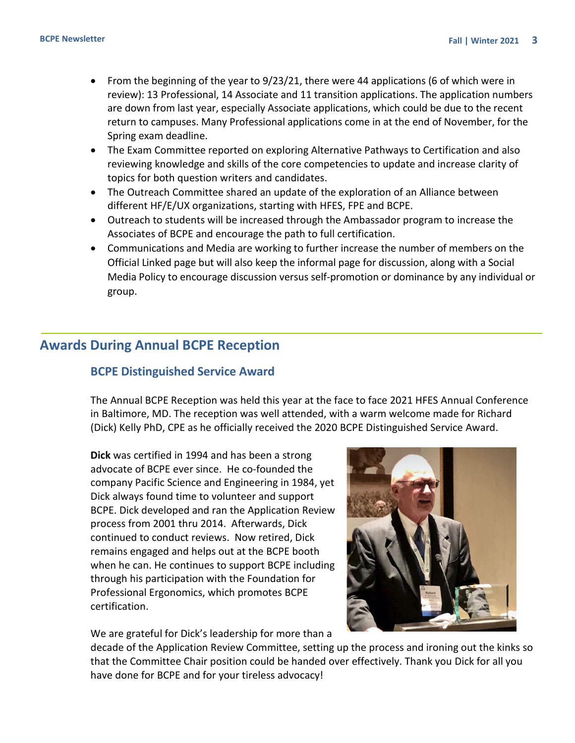- From the beginning of the year to 9/23/21, there were 44 applications (6 of which were in review): 13 Professional, 14 Associate and 11 transition applications. The application numbers are down from last year, especially Associate applications, which could be due to the recent return to campuses. Many Professional applications come in at the end of November, for the Spring exam deadline.
- The Exam Committee reported on exploring Alternative Pathways to Certification and also reviewing knowledge and skills of the core competencies to update and increase clarity of topics for both question writers and candidates.
- The Outreach Committee shared an update of the exploration of an Alliance between different HF/E/UX organizations, starting with HFES, FPE and BCPE.
- Outreach to students will be increased through the Ambassador program to increase the Associates of BCPE and encourage the path to full certification.
- Communications and Media are working to further increase the number of members on the Official Linked page but will also keep the informal page for discussion, along with a Social Media Policy to encourage discussion versus self-promotion or dominance by any individual or group.

## Awards During Annual BCPE Reception

### BCPE Distinguished Service Award

The Annual BCPE Reception was held this year at the face to face 2021 HFES Annual Conference in Baltimore, MD. The reception was well attended, with a warm welcome made for Richard (Dick) Kelly PhD, CPE as he officially received the 2020 BCPE Distinguished Service Award.

**Dick** was certified in 1994 and has been a strong advocate of BCPE ever since. He co-founded the company Pacific Science and Engineering in 1984, yet Dick always found time to volunteer and support BCPE. Dick developed and ran the Application Review process from 2001 thru 2014. Afterwards, Dick continued to conduct reviews. Now retired, Dick remains engaged and helps out at the BCPE booth when he can. He continues to support BCPE including through his participation with the Foundation for Professional Ergonomics, which promotes BCPE certification.

We are grateful for Dick's leadership for more than a decade of the Application Review Committee, setting up the process and ironing out the kinks so that the Committee Chair position could be handed over effectively. Thank you Dick for all you have done for BCPE and for your tireless advocacy!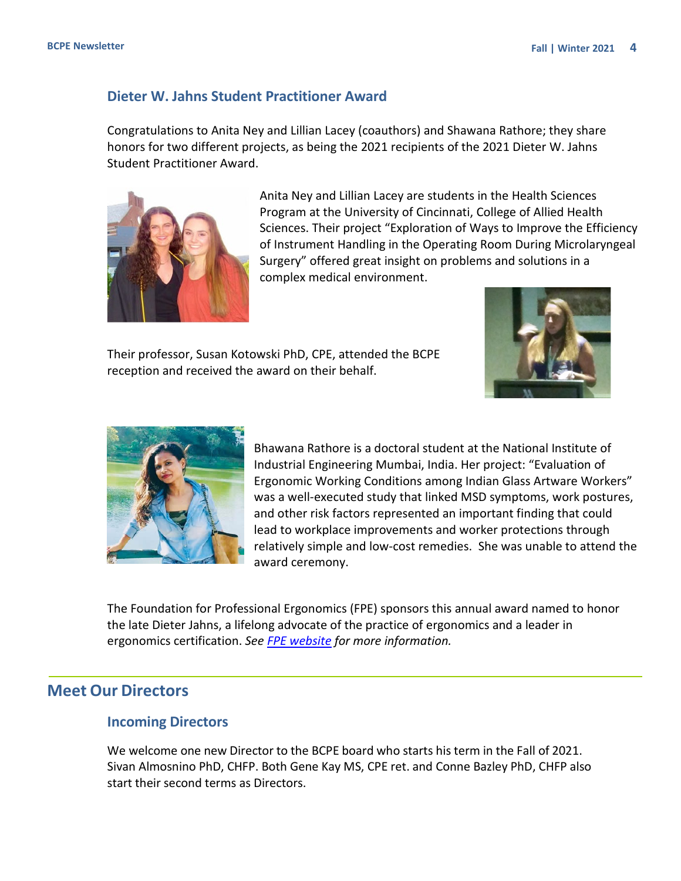## Dieter W. Jahns Student Practitioner Award

Congratulations to Anita Ney and Lillian Lacey (coauthors) and Shawana Rathore; they share honors for two different projects, as being the 2021 recipients of the 2021 Dieter W. Jahns Student Practitioner Award.

Anita Ney and Lillian Lacey are students in the Health Sciences Program at the University of Cincinnati, College of Allied Health Sciences. Their project "Exploration of Ways to Improve the Efficiency of Instrument Handling in the Operating Room During Microlaryngeal Surgery" offered great insight on problems and solutions in a complex medical environment.

Their professor, Susan Kotowski PhD, CPE, attended the BCPE reception and received the award on their behalf.

Bhawana Rathore is a doctoral student at the National Institute of Industrial Engineering Mumbai, India. Her project: "Evaluation of Ergonomic Working Conditions among Indian Glass Artware Workers" was a well-executed study that linked MSD symptoms, work postures, and other risk factors represented an important finding that could lead to workplace improvements and worker protections through relatively simple and low-cost remedies. She was unable to attend the award ceremony.

The Foundation for Professional Ergonomics (FPE) sponsors this annual award named to honor the late Dieter Jahns, a lifelong advocate of the practice of ergonomics and a leader in ergonomics certification. *See* [FPE website](#) *for more information.*

# Meet Our Directors

## Incoming Directors

We welcome one new Director to the BCPE board who starts his term in the Fall of 2021. Sivan Almosnino PhD, CHFP. Both Gene Kay MS, CPE ret. and Conne Bazley PhD, CHFP also start their second terms as Directors.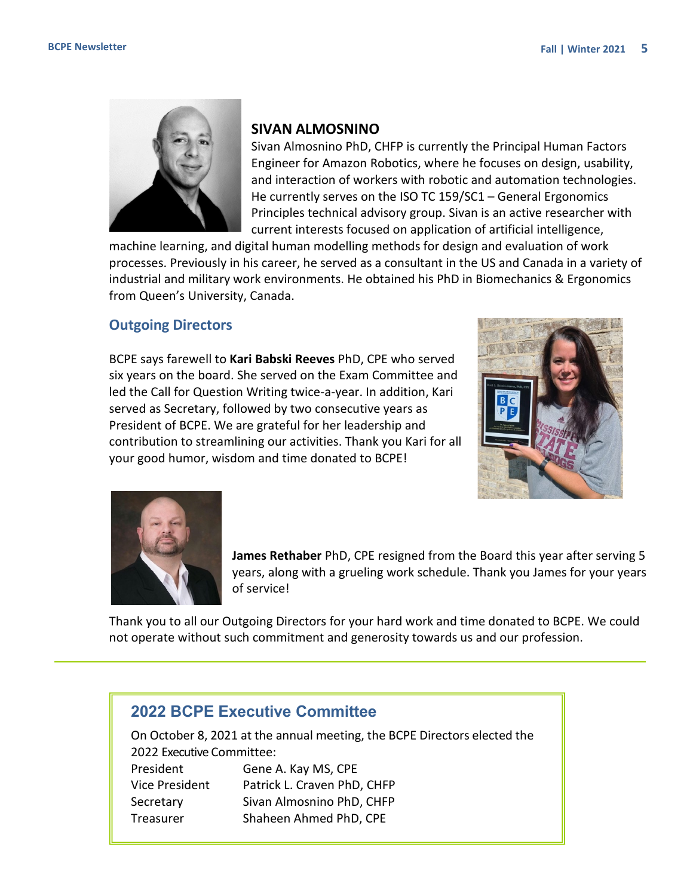### SIVAN ALMOSNINO

Sivan Almosnino PhD, CHFP is currently the Principal Human Factors Engineer for Amazon Robotics, where he focuses on design, usability, and interaction of workers with robotic and automation technologies. He currently serves on the ISO TC 159/SC1 – General Ergonomics Principles technical advisory group. Sivan is an active researcher with current interests focused on application of artificial intelligence, machine learning, and digital human modelling methods for design and evaluation of work processes. Previously in his career, he served as a consultant in the US and Canada in a variety of industrial and military work environments. He obtained his PhD in Biomechanics & Ergonomics from Queen's University, Canada.

## Outgoing Directors

BCPE says farewell to **Kari Babski Reeves** PhD, CPE who served six years on the board. She served on the Exam Committee and led the Call for Question Writing twice-a-year. In addition, Kari served as Secretary, followed by two consecutive years as President of BCPE. We are grateful for her leadership and contribution to streamlining our activities. Thank you Kari for all your good humor, wisdom and time donated to BCPE!

**James Rethaber** PhD, CPE resigned from the Board this year after serving 5 years, along with a grueling work schedule. Thank you James for your years of service!

Thank you to all our Outgoing Directors for your hard work and time donated to BCPE. We could not operate without such commitment and generosity towards us and our profession.

---

## 2022 BCPE Executive Committee

On October 8, 2021 at the annual meeting, the BCPE Directors elected the 2022 Executive Committee:

| | |
|---|---|
| President | Gene A. Kay MS, CPE |
| Vice President | Patrick L. Craven PhD, CHFP |
| Secretary | Sivan Almosnino PhD, CHFP |
| Treasurer | Shaheen Ahmed PhD, CPE |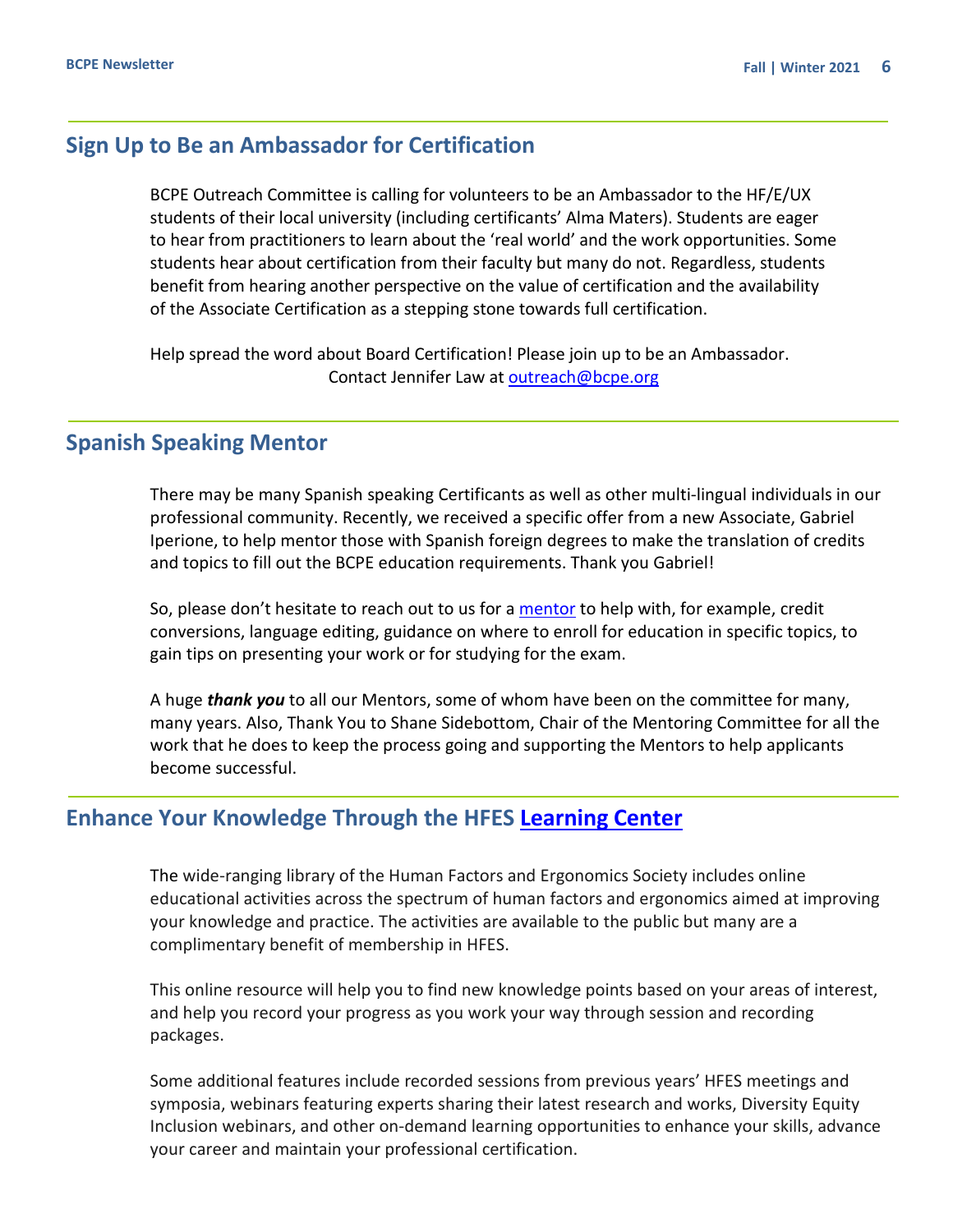## Sign Up to Be an Ambassador for Certification

BCPE Outreach Committee is calling for volunteers to be an Ambassador to the HF/E/UX students of their local university (including certificants' Alma Maters). Students are eager to hear from practitioners to learn about the 'real world' and the work opportunities. Some students hear about certification from their faculty but many do not. Regardless, students benefit from hearing another perspective on the value of certification and the availability of the Associate Certification as a stepping stone towards full certification.

Help spread the word about Board Certification! Please join up to be an Ambassador.
Contact Jennifer Law at [outreach@bcpe.org](mailto:outreach@bcpe.org)

## Spanish Speaking Mentor

There may be many Spanish speaking Certificants as well as other multi-lingual individuals in our professional community. Recently, we received a specific offer from a new Associate, Gabriel Iperione, to help mentor those with Spanish foreign degrees to make the translation of credits and topics to fill out the BCPE education requirements. Thank you Gabriel!

So, please don't hesitate to reach out to us for a [mentor]() to help with, for example, credit conversions, language editing, guidance on where to enroll for education in specific topics, to gain tips on presenting your work or for studying for the exam.

A huge ***thank you*** to all our Mentors, some of whom have been on the committee for many, many years. Also, Thank You to Shane Sidebottom, Chair of the Mentoring Committee for all the work that he does to keep the process going and supporting the Mentors to help applicants become successful.

## Enhance Your Knowledge Through the HFES [Learning Center]()

The wide-ranging library of the Human Factors and Ergonomics Society includes online educational activities across the spectrum of human factors and ergonomics aimed at improving your knowledge and practice. The activities are available to the public but many are a complimentary benefit of membership in HFES.

This online resource will help you to find new knowledge points based on your areas of interest, and help you record your progress as you work your way through session and recording packages.

Some additional features include recorded sessions from previous years' HFES meetings and symposia, webinars featuring experts sharing their latest research and works, Diversity Equity Inclusion webinars, and other on-demand learning opportunities to enhance your skills, advance your career and maintain your professional certification.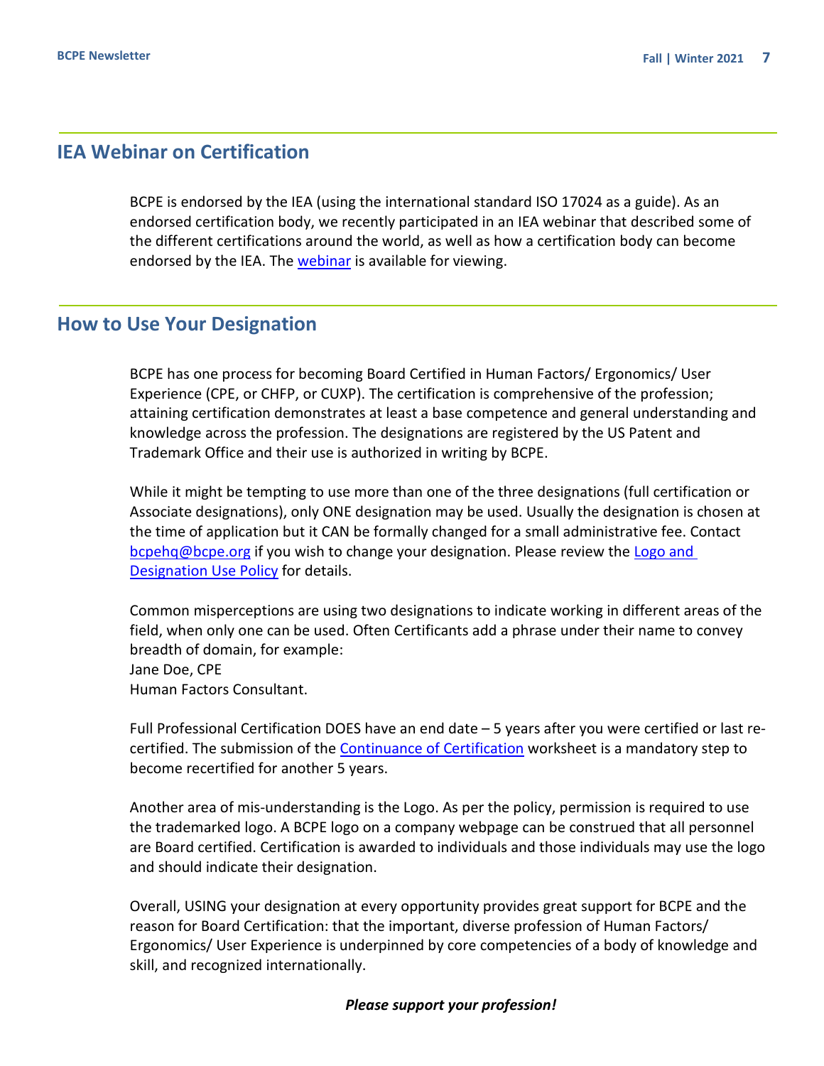## IEA Webinar on Certification

BCPE is endorsed by the IEA (using the international standard ISO 17024 as a guide). As an endorsed certification body, we recently participated in an IEA webinar that described some of the different certifications around the world, as well as how a certification body can become endorsed by the IEA. The webinar is available for viewing.

## How to Use Your Designation

BCPE has one process for becoming Board Certified in Human Factors/ Ergonomics/ User Experience (CPE, or CHFP, or CUXP). The certification is comprehensive of the profession; attaining certification demonstrates at least a base competence and general understanding and knowledge across the profession. The designations are registered by the US Patent and Trademark Office and their use is authorized in writing by BCPE.

While it might be tempting to use more than one of the three designations (full certification or Associate designations), only ONE designation may be used. Usually the designation is chosen at the time of application but it CAN be formally changed for a small administrative fee. Contact bcpehq@bcpe.org if you wish to change your designation. Please review the Logo and Designation Use Policy for details.

Common misperceptions are using two designations to indicate working in different areas of the field, when only one can be used. Often Certificants add a phrase under their name to convey breadth of domain, for example:
Jane Doe, CPE
Human Factors Consultant.

Full Professional Certification DOES have an end date – 5 years after you were certified or last re-certified. The submission of the Continuance of Certification worksheet is a mandatory step to become recertified for another 5 years.

Another area of mis-understanding is the Logo. As per the policy, permission is required to use the trademarked logo. A BCPE logo on a company webpage can be construed that all personnel are Board certified. Certification is awarded to individuals and those individuals may use the logo and should indicate their designation.

Overall, USING your designation at every opportunity provides great support for BCPE and the reason for Board Certification: that the important, diverse profession of Human Factors/ Ergonomics/ User Experience is underpinned by core competencies of a body of knowledge and skill, and recognized internationally.

***Please support your profession!***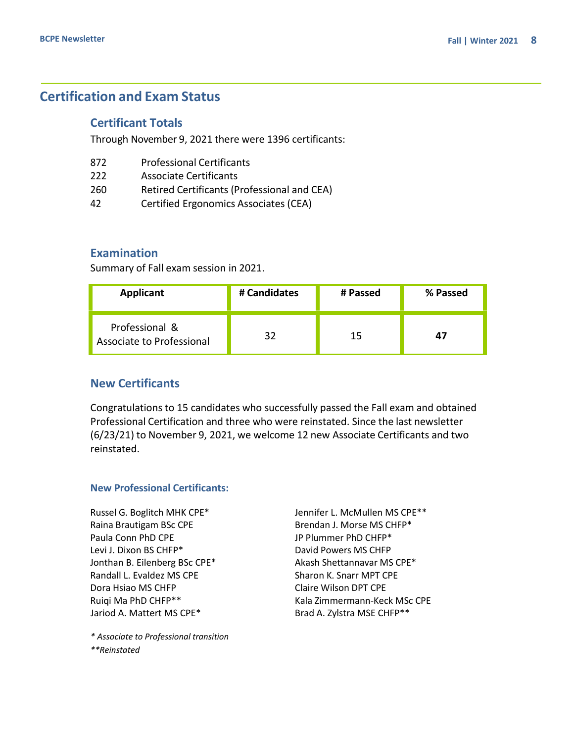# Certification and Exam Status

## Certificant Totals

Through November 9, 2021 there were 1396 certificants:

- 872 Professional Certificants
- 222 Associate Certificants
- 260 Retired Certificants (Professional and CEA)
- 42 Certified Ergonomics Associates (CEA)

## Examination

Summary of Fall exam session in 2021.

| Applicant | # Candidates | # Passed | % Passed |
|---|---|---|---|
| Professional & Associate to Professional | 32 | 15 | **47** |

## New Certificants

Congratulations to 15 candidates who successfully passed the Fall exam and obtained Professional Certification and three who were reinstated. Since the last newsletter (6/23/21) to November 9, 2021, we welcome 12 new Associate Certificants and two reinstated.

### New Professional Certificants:

Russel G. Boglitch MHK CPE*
Raina Brautigam BSc CPE
Paula Conn PhD CPE
Levi J. Dixon BS CHFP*
Jonthan B. Eilenberg BSc CPE*
Randall L. Evaldez MS CPE
Dora Hsiao MS CHFP
Ruiqi Ma PhD CHFP**
Jariod A. Mattert MS CPE*
Jennifer L. McMullen MS CPE**
Brendan J. Morse MS CHFP*
JP Plummer PhD CHFP*
David Powers MS CHFP
Akash Shettannavar MS CPE*
Sharon K. Snarr MPT CPE
Claire Wilson DPT CPE
Kala Zimmermann-Keck MSc CPE
Brad A. Zylstra MSE CHFP**

*\* Associate to Professional transition*

*\*\*Reinstated*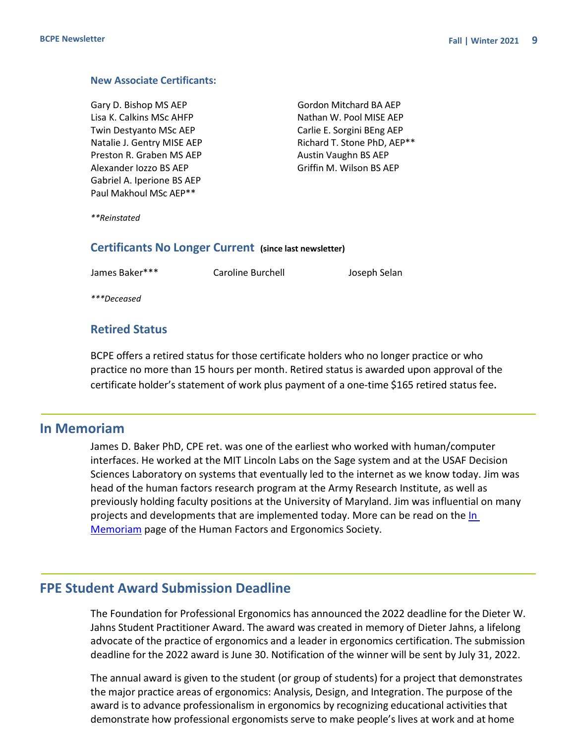### New Associate Certificants:

Gary D. Bishop MS AEP
Lisa K. Calkins MSc AHFP
Twin Destyanto MSc AEP
Natalie J. Gentry MISE AEP
Preston R. Graben MS AEP
Alexander Iozzo BS AEP
Gabriel A. Iperione BS AEP
Paul Makhoul MSc AEP**
Gordon Mitchard BA AEP
Nathan W. Pool MISE AEP
Carlie E. Sorgini BEng AEP
Richard T. Stone PhD, AEP**
Austin Vaughn BS AEP
Griffin M. Wilson BS AEP

*\*\*Reinstated*

### Certificants No Longer Current (since last newsletter)

James Baker***
Caroline Burchell
Joseph Selan

*\*\*\*Deceased*

### Retired Status

BCPE offers a retired status for those certificate holders who no longer practice or who practice no more than 15 hours per month. Retired status is awarded upon approval of the certificate holder's statement of work plus payment of a one-time $165 retired status fee.

## In Memoriam

James D. Baker PhD, CPE ret. was one of the earliest who worked with human/computer interfaces. He worked at the MIT Lincoln Labs on the Sage system and at the USAF Decision Sciences Laboratory on systems that eventually led to the internet as we know today. Jim was head of the human factors research program at the Army Research Institute, as well as previously holding faculty positions at the University of Maryland. Jim was influential on many projects and developments that are implemented today. More can be read on the In Memoriam page of the Human Factors and Ergonomics Society.

## FPE Student Award Submission Deadline

The Foundation for Professional Ergonomics has announced the 2022 deadline for the Dieter W. Jahns Student Practitioner Award. The award was created in memory of Dieter Jahns, a lifelong advocate of the practice of ergonomics and a leader in ergonomics certification. The submission deadline for the 2022 award is June 30. Notification of the winner will be sent by July 31, 2022.

The annual award is given to the student (or group of students) for a project that demonstrates the major practice areas of ergonomics: Analysis, Design, and Integration. The purpose of the award is to advance professionalism in ergonomics by recognizing educational activities that demonstrate how professional ergonomists serve to make people's lives at work and at home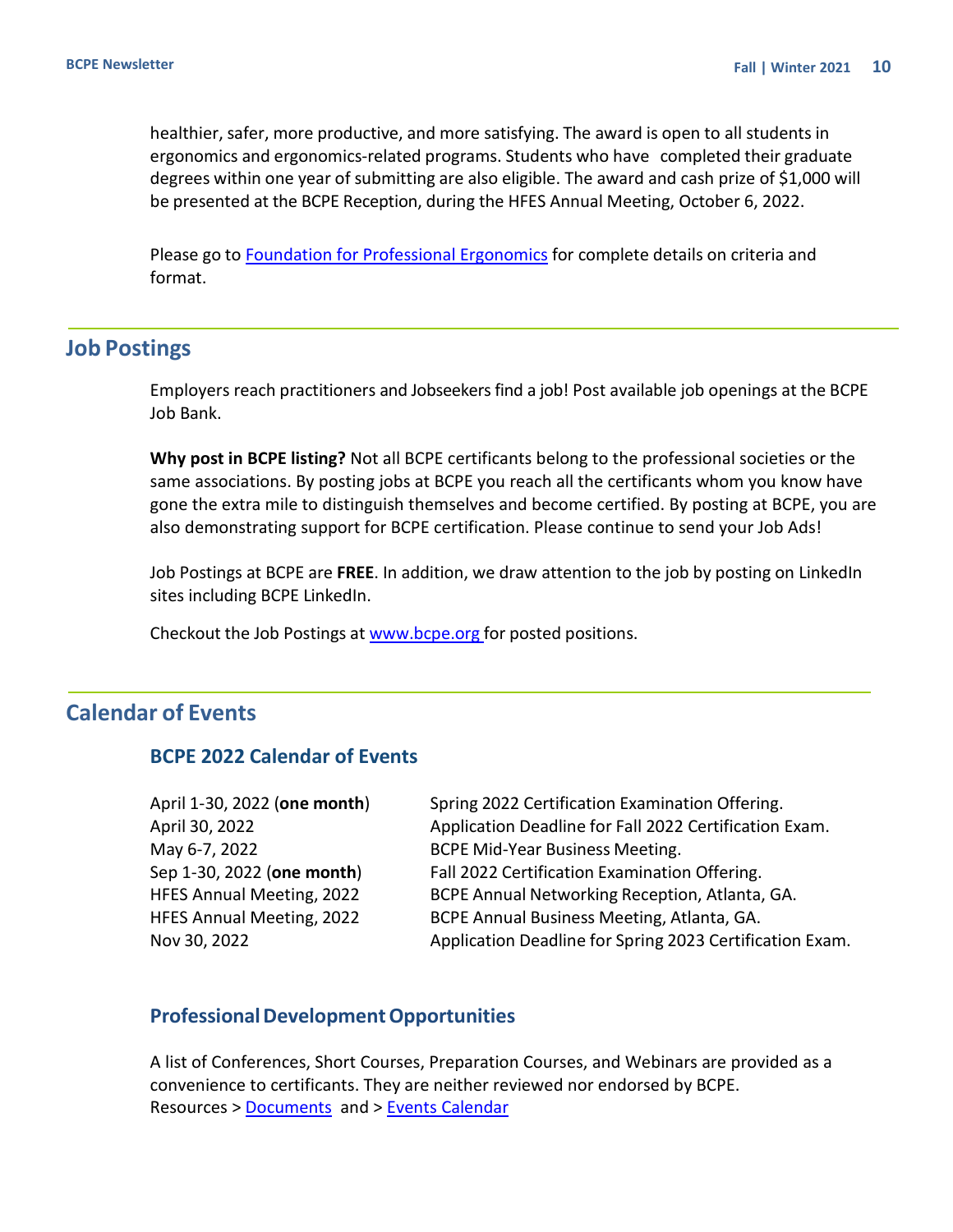healthier, safer, more productive, and more satisfying. The award is open to all students in ergonomics and ergonomics-related programs. Students who have completed their graduate degrees within one year of submitting are also eligible. The award and cash prize of $1,000 will be presented at the BCPE Reception, during the HFES Annual Meeting, October 6, 2022.

Please go to [Foundation for Professional Ergonomics] for complete details on criteria and format.

## Job Postings

Employers reach practitioners and Jobseekers find a job! Post available job openings at the BCPE Job Bank.

**Why post in BCPE listing?** Not all BCPE certificants belong to the professional societies or the same associations. By posting jobs at BCPE you reach all the certificants whom you know have gone the extra mile to distinguish themselves and become certified. By posting at BCPE, you are also demonstrating support for BCPE certification. Please continue to send your Job Ads!

Job Postings at BCPE are **FREE**. In addition, we draw attention to the job by posting on LinkedIn sites including BCPE LinkedIn.

Checkout the Job Postings at www.bcpe.org for posted positions.

## Calendar of Events

### BCPE 2022 Calendar of Events

| | |
|---|---|
| April 1-30, 2022 (**one month**) | Spring 2022 Certification Examination Offering. |
| April 30, 2022 | Application Deadline for Fall 2022 Certification Exam. |
| May 6-7, 2022 | BCPE Mid-Year Business Meeting. |
| Sep 1-30, 2022 (**one month**) | Fall 2022 Certification Examination Offering. |
| HFES Annual Meeting, 2022 | BCPE Annual Networking Reception, Atlanta, GA. |
| HFES Annual Meeting, 2022 | BCPE Annual Business Meeting, Atlanta, GA. |
| Nov 30, 2022 | Application Deadline for Spring 2023 Certification Exam. |

### Professional Development Opportunities

A list of Conferences, Short Courses, Preparation Courses, and Webinars are provided as a convenience to certificants. They are neither reviewed nor endorsed by BCPE.
Resources > Documents and > Events Calendar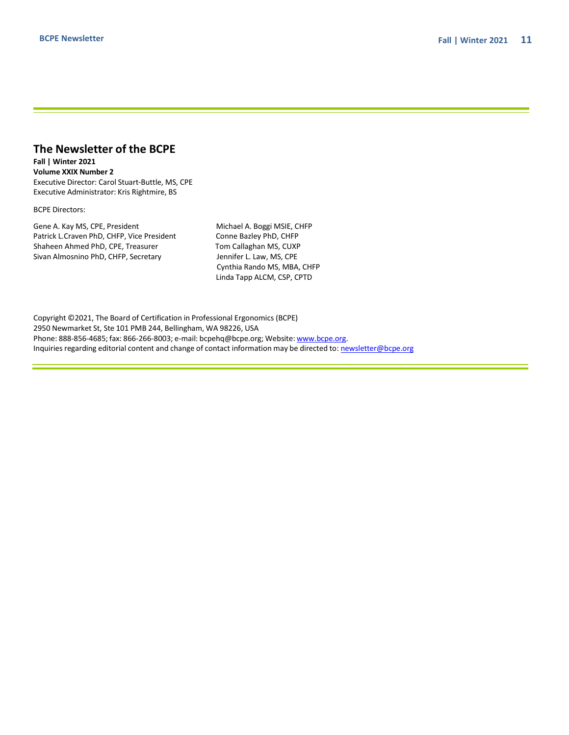## The Newsletter of the BCPE

**Fall | Winter 2021**
**Volume XXIX Number 2**
Executive Director: Carol Stuart-Buttle, MS, CPE
Executive Administrator: Kris Rightmire, BS

BCPE Directors:

Gene A. Kay MS, CPE, President
Patrick L.Craven PhD, CHFP, Vice President
Shaheen Ahmed PhD, CPE, Treasurer
Sivan Almosnino PhD, CHFP, Secretary
Michael A. Boggi MSIE, CHFP
Conne Bazley PhD, CHFP
Tom Callaghan MS, CUXP
Jennifer L. Law, MS, CPE
Cynthia Rando MS, MBA, CHFP
Linda Tapp ALCM, CSP, CPTD

Copyright ©2021, The Board of Certification in Professional Ergonomics (BCPE)
2950 Newmarket St, Ste 101 PMB 244, Bellingham, WA 98226, USA
Phone: 888-856-4685; fax: 866-266-8003; e-mail: bcpehq@bcpe.org; Website: www.bcpe.org.
Inquiries regarding editorial content and change of contact information may be directed to: newsletter@bcpe.org